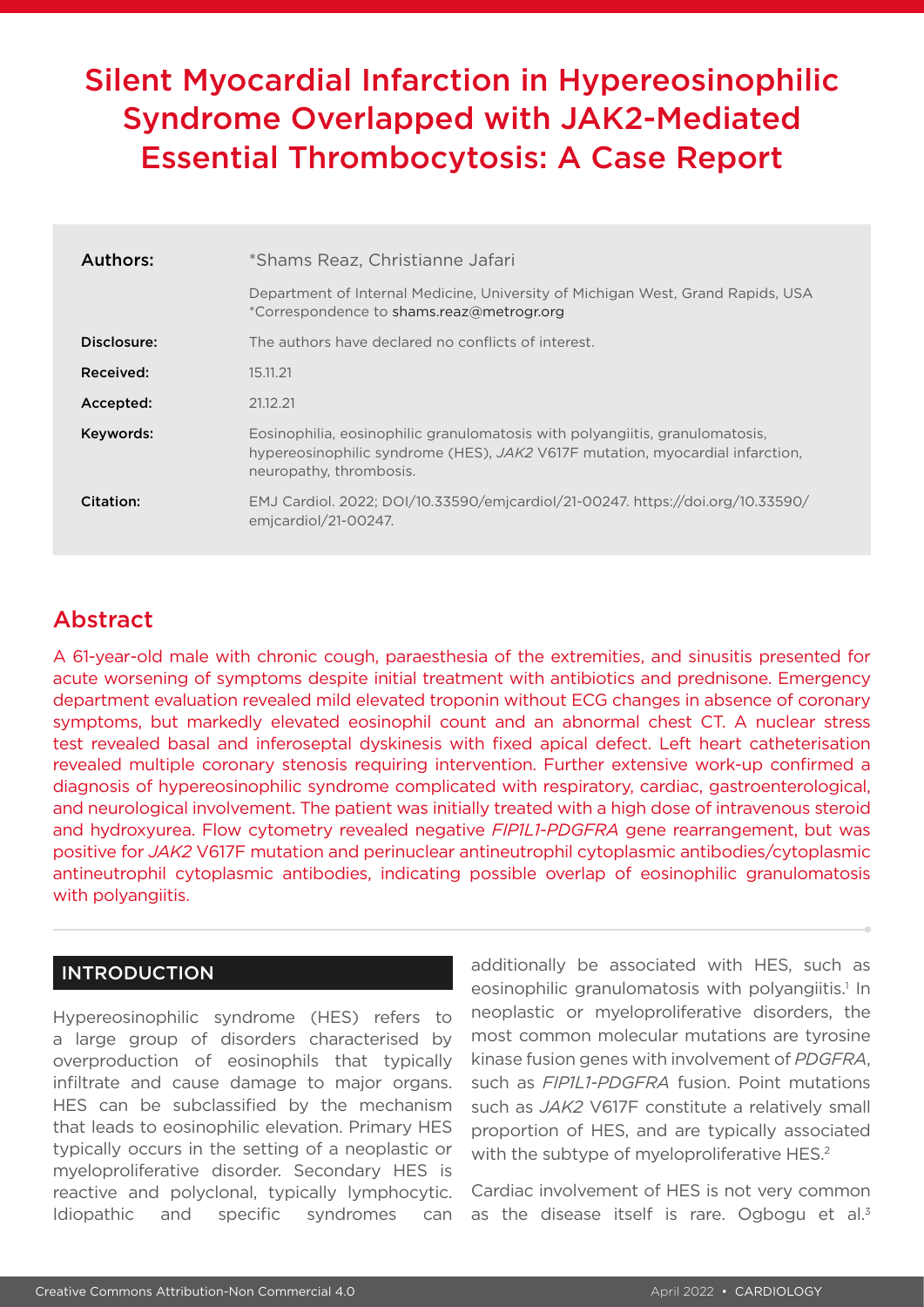# Silent Myocardial Infarction in Hypereosinophilic Syndrome Overlapped with JAK2-Mediated Essential Thrombocytosis: A Case Report

| | |
|---|---|
| **Authors:** | *Shams Reaz, Christianne Jafari |
| | Department of Internal Medicine, University of Michigan West, Grand Rapids, USA *Correspondence to shams.reaz@metrogr.org |
| **Disclosure:** | The authors have declared no conflicts of interest. |
| **Received:** | 15.11.21 |
| **Accepted:** | 21.12.21 |
| **Keywords:** | Eosinophilia, eosinophilic granulomatosis with polyangiitis, granulomatosis, hypereosinophilic syndrome (HES), *JAK2* V617F mutation, myocardial infarction, neuropathy, thrombosis. |
| **Citation:** | EMJ Cardiol. 2022; DOI/10.33590/emjcardiol/21-00247. https://doi.org/10.33590/emjcardiol/21-00247. |

## Abstract

A 61-year-old male with chronic cough, paraesthesia of the extremities, and sinusitis presented for acute worsening of symptoms despite initial treatment with antibiotics and prednisone. Emergency department evaluation revealed mild elevated troponin without ECG changes in absence of coronary symptoms, but markedly elevated eosinophil count and an abnormal chest CT. A nuclear stress test revealed basal and inferoseptal dyskinesis with fixed apical defect. Left heart catheterisation revealed multiple coronary stenosis requiring intervention. Further extensive work-up confirmed a diagnosis of hypereosinophilic syndrome complicated with respiratory, cardiac, gastroenterological, and neurological involvement. The patient was initially treated with a high dose of intravenous steroid and hydroxyurea. Flow cytometry revealed negative *FIP1L1-PDGFRA* gene rearrangement, but was positive for *JAK2* V617F mutation and perinuclear antineutrophil cytoplasmic antibodies/cytoplasmic antineutrophil cytoplasmic antibodies, indicating possible overlap of eosinophilic granulomatosis with polyangiitis.

## INTRODUCTION

Hypereosinophilic syndrome (HES) refers to a large group of disorders characterised by overproduction of eosinophils that typically infiltrate and cause damage to major organs. HES can be subclassified by the mechanism that leads to eosinophilic elevation. Primary HES typically occurs in the setting of a neoplastic or myeloproliferative disorder. Secondary HES is reactive and polyclonal, typically lymphocytic. Idiopathic and specific syndromes can additionally be associated with HES, such as eosinophilic granulomatosis with polyangiitis.[1] In neoplastic or myeloproliferative disorders, the most common molecular mutations are tyrosine kinase fusion genes with involvement of *PDGFRA*, such as *FIP1L1-PDGFRA* fusion. Point mutations such as *JAK2* V617F constitute a relatively small proportion of HES, and are typically associated with the subtype of myeloproliferative HES.[2]

Cardiac involvement of HES is not very common as the disease itself is rare. Ogbogu et al.[3]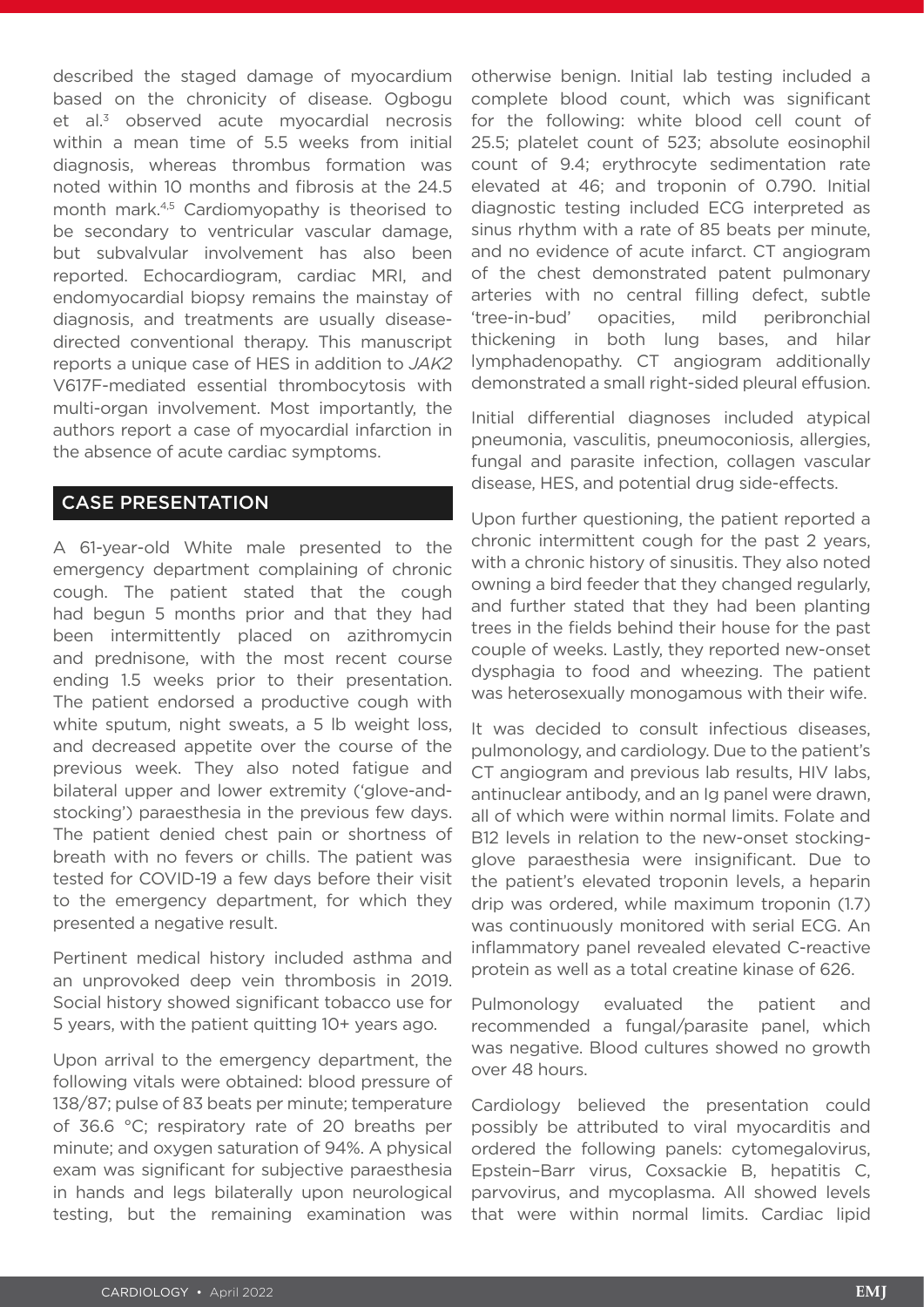described the staged damage of myocardium based on the chronicity of disease. Ogbogu et al.[3] observed acute myocardial necrosis within a mean time of 5.5 weeks from initial diagnosis, whereas thrombus formation was noted within 10 months and fibrosis at the 24.5 month mark.[4,5] Cardiomyopathy is theorised to be secondary to ventricular vascular damage, but subvalvular involvement has also been reported. Echocardiogram, cardiac MRI, and endomyocardial biopsy remains the mainstay of diagnosis, and treatments are usually disease-directed conventional therapy. This manuscript reports a unique case of HES in addition to *JAK2* V617F-mediated essential thrombocytosis with multi-organ involvement. Most importantly, the authors report a case of myocardial infarction in the absence of acute cardiac symptoms.

## CASE PRESENTATION

A 61-year-old White male presented to the emergency department complaining of chronic cough. The patient stated that the cough had begun 5 months prior and that they had been intermittently placed on azithromycin and prednisone, with the most recent course ending 1.5 weeks prior to their presentation. The patient endorsed a productive cough with white sputum, night sweats, a 5 lb weight loss, and decreased appetite over the course of the previous week. They also noted fatigue and bilateral upper and lower extremity ('glove-and-stocking') paraesthesia in the previous few days. The patient denied chest pain or shortness of breath with no fevers or chills. The patient was tested for COVID-19 a few days before their visit to the emergency department, for which they presented a negative result.

Pertinent medical history included asthma and an unprovoked deep vein thrombosis in 2019. Social history showed significant tobacco use for 5 years, with the patient quitting 10+ years ago.

Upon arrival to the emergency department, the following vitals were obtained: blood pressure of 138/87; pulse of 83 beats per minute; temperature of 36.6 °C; respiratory rate of 20 breaths per minute; and oxygen saturation of 94%. A physical exam was significant for subjective paraesthesia in hands and legs bilaterally upon neurological testing, but the remaining examination was otherwise benign. Initial lab testing included a complete blood count, which was significant for the following: white blood cell count of 25.5; platelet count of 523; absolute eosinophil count of 9.4; erythrocyte sedimentation rate elevated at 46; and troponin of 0.790. Initial diagnostic testing included ECG interpreted as sinus rhythm with a rate of 85 beats per minute, and no evidence of acute infarct. CT angiogram of the chest demonstrated patent pulmonary arteries with no central filling defect, subtle 'tree-in-bud' opacities, mild peribronchial thickening in both lung bases, and hilar lymphadenopathy. CT angiogram additionally demonstrated a small right-sided pleural effusion.

Initial differential diagnoses included atypical pneumonia, vasculitis, pneumoconiosis, allergies, fungal and parasite infection, collagen vascular disease, HES, and potential drug side-effects.

Upon further questioning, the patient reported a chronic intermittent cough for the past 2 years, with a chronic history of sinusitis. They also noted owning a bird feeder that they changed regularly, and further stated that they had been planting trees in the fields behind their house for the past couple of weeks. Lastly, they reported new-onset dysphagia to food and wheezing. The patient was heterosexually monogamous with their wife.

It was decided to consult infectious diseases, pulmonology, and cardiology. Due to the patient's CT angiogram and previous lab results, HIV labs, antinuclear antibody, and an Ig panel were drawn, all of which were within normal limits. Folate and B12 levels in relation to the new-onset stocking-glove paraesthesia were insignificant. Due to the patient's elevated troponin levels, a heparin drip was ordered, while maximum troponin (1.7) was continuously monitored with serial ECG. An inflammatory panel revealed elevated C-reactive protein as well as a total creatine kinase of 626.

Pulmonology evaluated the patient and recommended a fungal/parasite panel, which was negative. Blood cultures showed no growth over 48 hours.

Cardiology believed the presentation could possibly be attributed to viral myocarditis and ordered the following panels: cytomegalovirus, Epstein–Barr virus, Coxsackie B, hepatitis C, parvovirus, and mycoplasma. All showed levels that were within normal limits. Cardiac lipid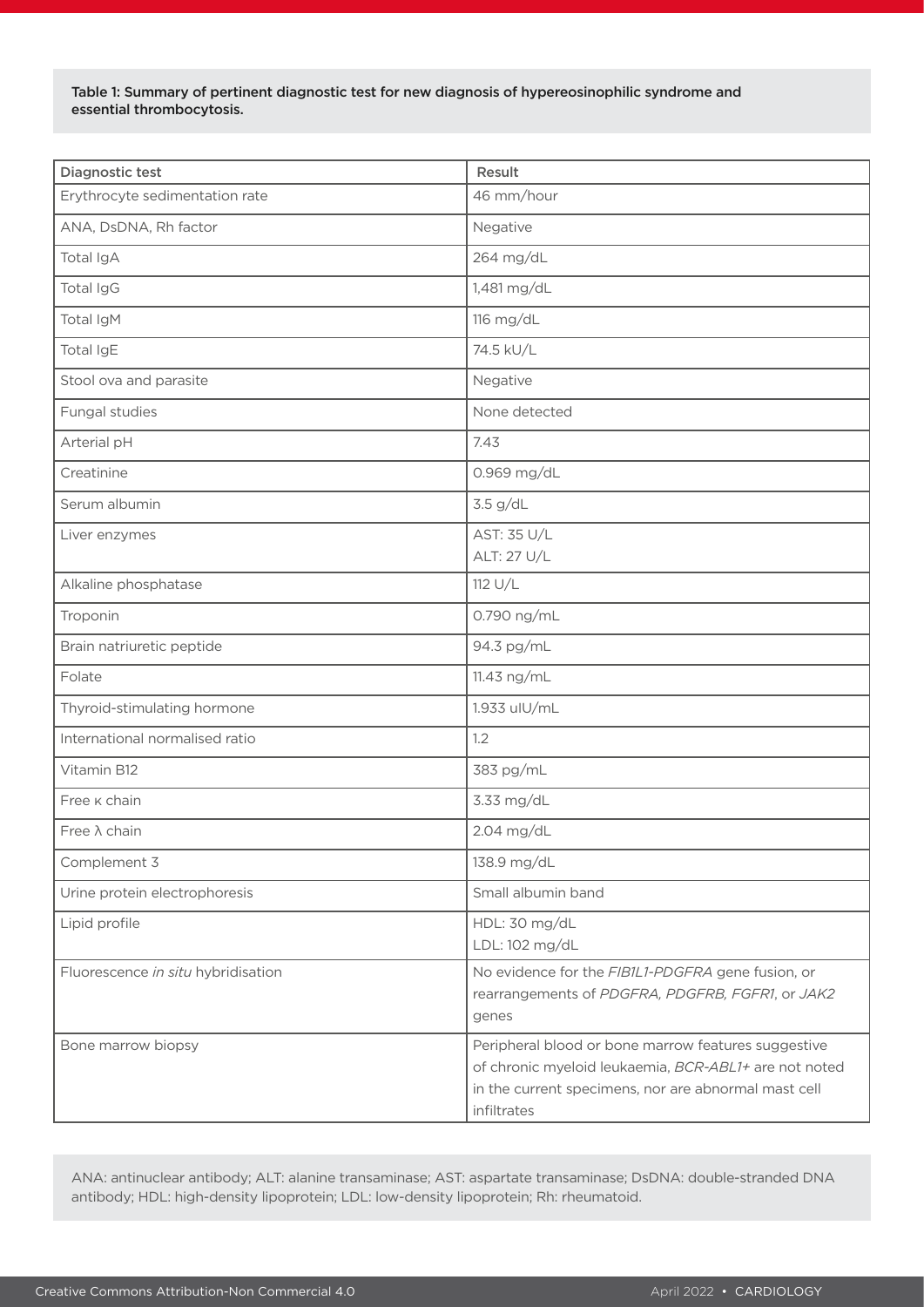Table 1: Summary of pertinent diagnostic test for new diagnosis of hypereosinophilic syndrome and essential thrombocytosis.

| Diagnostic test | Result |
|---|---|
| Erythrocyte sedimentation rate | 46 mm/hour |
| ANA, DsDNA, Rh factor | Negative |
| Total IgA | 264 mg/dL |
| Total IgG | 1,481 mg/dL |
| Total IgM | 116 mg/dL |
| Total IgE | 74.5 kU/L |
| Stool ova and parasite | Negative |
| Fungal studies | None detected |
| Arterial pH | 7.43 |
| Creatinine | 0.969 mg/dL |
| Serum albumin | 3.5 g/dL |
| Liver enzymes | AST: 35 U/L<br>ALT: 27 U/L |
| Alkaline phosphatase | 112 U/L |
| Troponin | 0.790 ng/mL |
| Brain natriuretic peptide | 94.3 pg/mL |
| Folate | 11.43 ng/mL |
| Thyroid-stimulating hormone | 1.933 uIU/mL |
| International normalised ratio | 1.2 |
| Vitamin B12 | 383 pg/mL |
| Free κ chain | 3.33 mg/dL |
| Free λ chain | 2.04 mg/dL |
| Complement 3 | 138.9 mg/dL |
| Urine protein electrophoresis | Small albumin band |
| Lipid profile | HDL: 30 mg/dL<br>LDL: 102 mg/dL |
| Fluorescence *in situ* hybridisation | No evidence for the *FIB1L1-PDGFRA* gene fusion, or rearrangements of *PDGFRA, PDGFRB, FGFR1*, or *JAK2* genes |
| Bone marrow biopsy | Peripheral blood or bone marrow features suggestive of chronic myeloid leukaemia, *BCR-ABL1+* are not noted in the current specimens, nor are abnormal mast cell infiltrates |

ANA: antinuclear antibody; ALT: alanine transaminase; AST: aspartate transaminase; DsDNA: double-stranded DNA antibody; HDL: high-density lipoprotein; LDL: low-density lipoprotein; Rh: rheumatoid.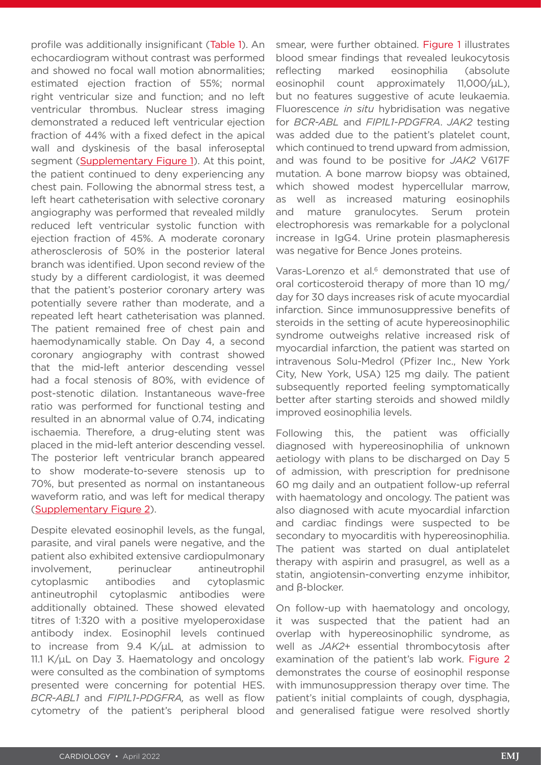profile was additionally insignificant (Table 1). An echocardiogram without contrast was performed and showed no focal wall motion abnormalities; estimated ejection fraction of 55%; normal right ventricular size and function; and no left ventricular thrombus. Nuclear stress imaging demonstrated a reduced left ventricular ejection fraction of 44% with a fixed defect in the apical wall and dyskinesis of the basal inferoseptal segment (Supplementary Figure 1). At this point, the patient continued to deny experiencing any chest pain. Following the abnormal stress test, a left heart catheterisation with selective coronary angiography was performed that revealed mildly reduced left ventricular systolic function with ejection fraction of 45%. A moderate coronary atherosclerosis of 50% in the posterior lateral branch was identified. Upon second review of the study by a different cardiologist, it was deemed that the patient's posterior coronary artery was potentially severe rather than moderate, and a repeated left heart catheterisation was planned. The patient remained free of chest pain and haemodynamically stable. On Day 4, a second coronary angiography with contrast showed that the mid-left anterior descending vessel had a focal stenosis of 80%, with evidence of post-stenotic dilation. Instantaneous wave-free ratio was performed for functional testing and resulted in an abnormal value of 0.74, indicating ischaemia. Therefore, a drug-eluting stent was placed in the mid-left anterior descending vessel. The posterior left ventricular branch appeared to show moderate-to-severe stenosis up to 70%, but presented as normal on instantaneous waveform ratio, and was left for medical therapy (Supplementary Figure 2).

Despite elevated eosinophil levels, as the fungal, parasite, and viral panels were negative, and the patient also exhibited extensive cardiopulmonary involvement, perinuclear antineutrophil cytoplasmic antibodies and cytoplasmic antineutrophil cytoplasmic antibodies were additionally obtained. These showed elevated titres of 1:320 with a positive myeloperoxidase antibody index. Eosinophil levels continued to increase from 9.4 K/µL at admission to 11.1 K/µL on Day 3. Haematology and oncology were consulted as the combination of symptoms presented were concerning for potential HES. *BCR-ABL1* and *FIP1L1-PDGFRA,* as well as flow cytometry of the patient's peripheral blood smear, were further obtained. Figure 1 illustrates blood smear findings that revealed leukocytosis reflecting marked eosinophilia (absolute eosinophil count approximately 11,000/µL), but no features suggestive of acute leukaemia. Fluorescence *in situ* hybridisation was negative for *BCR-ABL* and *FIP1L1-PDGFRA*. *JAK2* testing was added due to the patient's platelet count, which continued to trend upward from admission, and was found to be positive for *JAK2* V617F mutation. A bone marrow biopsy was obtained, which showed modest hypercellular marrow, as well as increased maturing eosinophils and mature granulocytes. Serum protein electrophoresis was remarkable for a polyclonal increase in IgG4. Urine protein plasmapheresis was negative for Bence Jones proteins.

Varas-Lorenzo et al.[6] demonstrated that use of oral corticosteroid therapy of more than 10 mg/day for 30 days increases risk of acute myocardial infarction. Since immunosuppressive benefits of steroids in the setting of acute hypereosinophilic syndrome outweighs relative increased risk of myocardial infarction, the patient was started on intravenous Solu-Medrol (Pfizer Inc., New York City, New York, USA) 125 mg daily. The patient subsequently reported feeling symptomatically better after starting steroids and showed mildly improved eosinophilia levels.

Following this, the patient was officially diagnosed with hypereosinophilia of unknown aetiology with plans to be discharged on Day 5 of admission, with prescription for prednisone 60 mg daily and an outpatient follow-up referral with haematology and oncology. The patient was also diagnosed with acute myocardial infarction and cardiac findings were suspected to be secondary to myocarditis with hypereosinophilia. The patient was started on dual antiplatelet therapy with aspirin and prasugrel, as well as a statin, angiotensin-converting enzyme inhibitor, and β-blocker.

On follow-up with haematology and oncology, it was suspected that the patient had an overlap with hypereosinophilic syndrome, as well as *JAK2*+ essential thrombocytosis after examination of the patient's lab work. Figure 2 demonstrates the course of eosinophil response with immunosuppression therapy over time. The patient's initial complaints of cough, dysphagia, and generalised fatigue were resolved shortly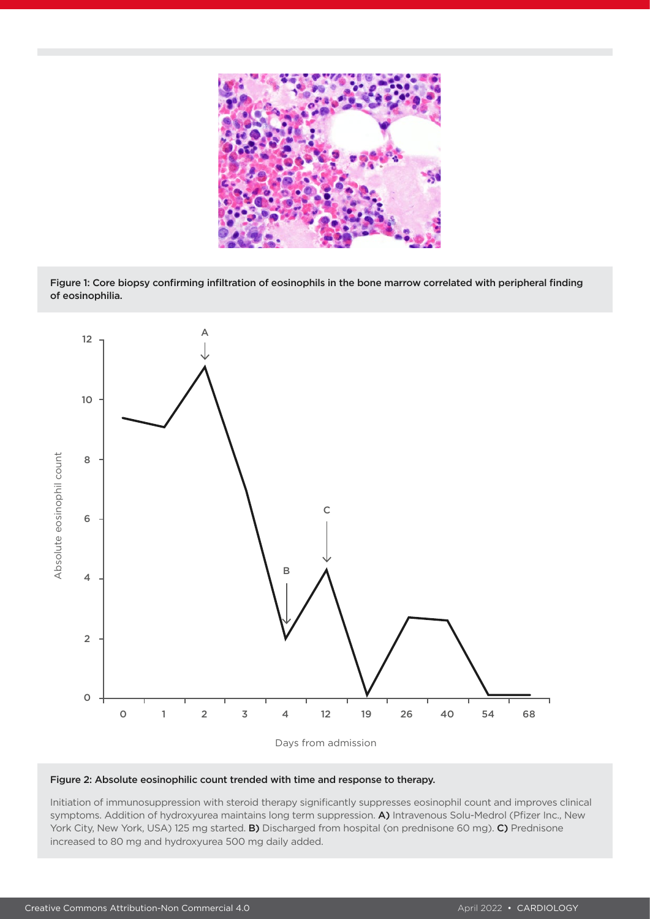Figure 1: Core biopsy confirming infiltration of eosinophils in the bone marrow correlated with peripheral finding of eosinophilia.

Figure 2: Absolute eosinophilic count trended with time and response to therapy.

Initiation of immunosuppression with steroid therapy significantly suppresses eosinophil count and improves clinical symptoms. Addition of hydroxyurea maintains long term suppression. **A)** Intravenous Solu-Medrol (Pfizer Inc., New York City, New York, USA) 125 mg started. **B)** Discharged from hospital (on prednisone 60 mg). **C)** Prednisone increased to 80 mg and hydroxyurea 500 mg daily added.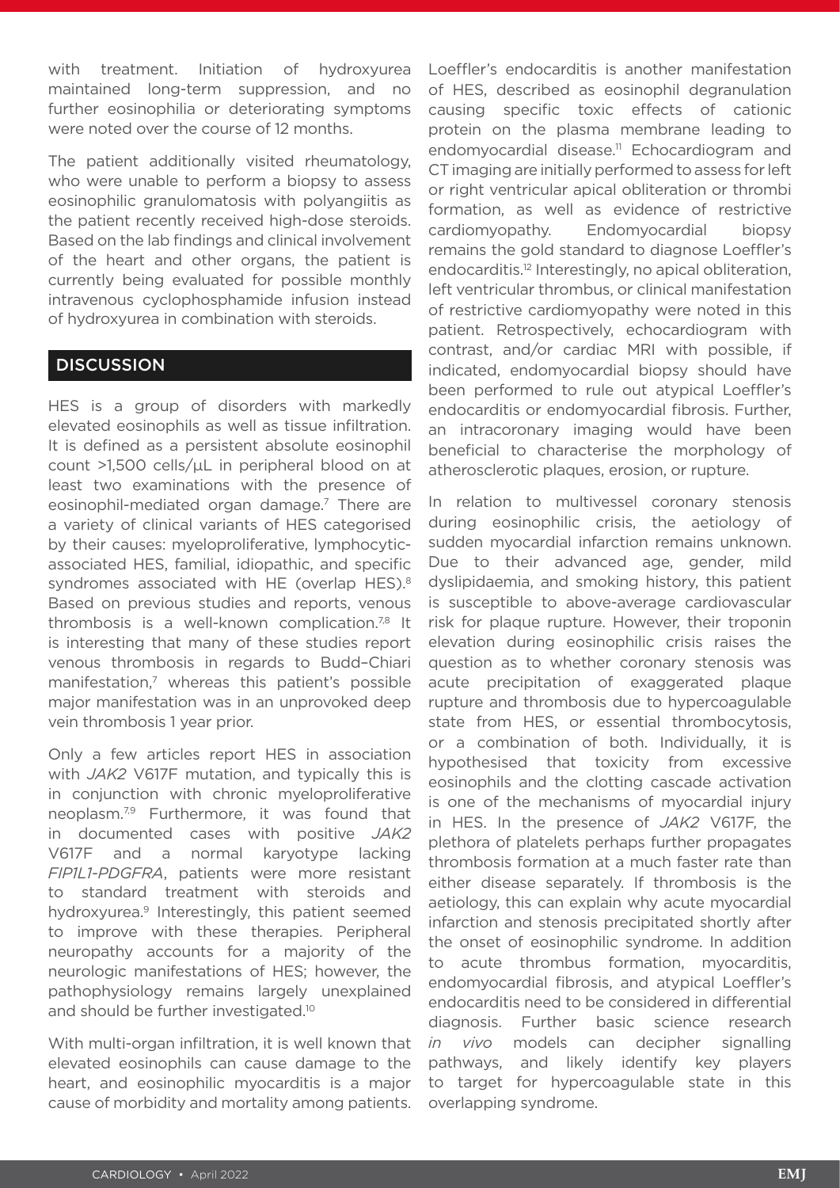with treatment. Initiation of hydroxyurea maintained long-term suppression, and no further eosinophilia or deteriorating symptoms were noted over the course of 12 months.

The patient additionally visited rheumatology, who were unable to perform a biopsy to assess eosinophilic granulomatosis with polyangiitis as the patient recently received high-dose steroids. Based on the lab findings and clinical involvement of the heart and other organs, the patient is currently being evaluated for possible monthly intravenous cyclophosphamide infusion instead of hydroxyurea in combination with steroids.

## DISCUSSION

HES is a group of disorders with markedly elevated eosinophils as well as tissue infiltration. It is defined as a persistent absolute eosinophil count >1,500 cells/µL in peripheral blood on at least two examinations with the presence of eosinophil-mediated organ damage.[7] There are a variety of clinical variants of HES categorised by their causes: myeloproliferative, lymphocytic-associated HES, familial, idiopathic, and specific syndromes associated with HE (overlap HES).[8] Based on previous studies and reports, venous thrombosis is a well-known complication.[7,8] It is interesting that many of these studies report venous thrombosis in regards to Budd–Chiari manifestation,[7] whereas this patient's possible major manifestation was in an unprovoked deep vein thrombosis 1 year prior.

Only a few articles report HES in association with *JAK2* V617F mutation, and typically this is in conjunction with chronic myeloproliferative neoplasm.[7,9] Furthermore, it was found that in documented cases with positive *JAK2* V617F and a normal karyotype lacking *FIP1L1-PDGFRA*, patients were more resistant to standard treatment with steroids and hydroxyurea.[9] Interestingly, this patient seemed to improve with these therapies. Peripheral neuropathy accounts for a majority of the neurologic manifestations of HES; however, the pathophysiology remains largely unexplained and should be further investigated.[10]

With multi-organ infiltration, it is well known that elevated eosinophils can cause damage to the heart, and eosinophilic myocarditis is a major cause of morbidity and mortality among patients. Loeffler's endocarditis is another manifestation of HES, described as eosinophil degranulation causing specific toxic effects of cationic protein on the plasma membrane leading to endomyocardial disease.[11] Echocardiogram and CT imaging are initially performed to assess for left or right ventricular apical obliteration or thrombi formation, as well as evidence of restrictive cardiomyopathy. Endomyocardial biopsy remains the gold standard to diagnose Loeffler's endocarditis.[12] Interestingly, no apical obliteration, left ventricular thrombus, or clinical manifestation of restrictive cardiomyopathy were noted in this patient. Retrospectively, echocardiogram with contrast, and/or cardiac MRI with possible, if indicated, endomyocardial biopsy should have been performed to rule out atypical Loeffler's endocarditis or endomyocardial fibrosis. Further, an intracoronary imaging would have been beneficial to characterise the morphology of atherosclerotic plaques, erosion, or rupture.

In relation to multivessel coronary stenosis during eosinophilic crisis, the aetiology of sudden myocardial infarction remains unknown. Due to their advanced age, gender, mild dyslipidaemia, and smoking history, this patient is susceptible to above-average cardiovascular risk for plaque rupture. However, their troponin elevation during eosinophilic crisis raises the question as to whether coronary stenosis was acute precipitation of exaggerated plaque rupture and thrombosis due to hypercoagulable state from HES, or essential thrombocytosis, or a combination of both. Individually, it is hypothesised that toxicity from excessive eosinophils and the clotting cascade activation is one of the mechanisms of myocardial injury in HES. In the presence of *JAK2* V617F, the plethora of platelets perhaps further propagates thrombosis formation at a much faster rate than either disease separately. If thrombosis is the aetiology, this can explain why acute myocardial infarction and stenosis precipitated shortly after the onset of eosinophilic syndrome. In addition to acute thrombus formation, myocarditis, endomyocardial fibrosis, and atypical Loeffler's endocarditis need to be considered in differential diagnosis. Further basic science research *in vivo* models can decipher signalling pathways, and likely identify key players to target for hypercoagulable state in this overlapping syndrome.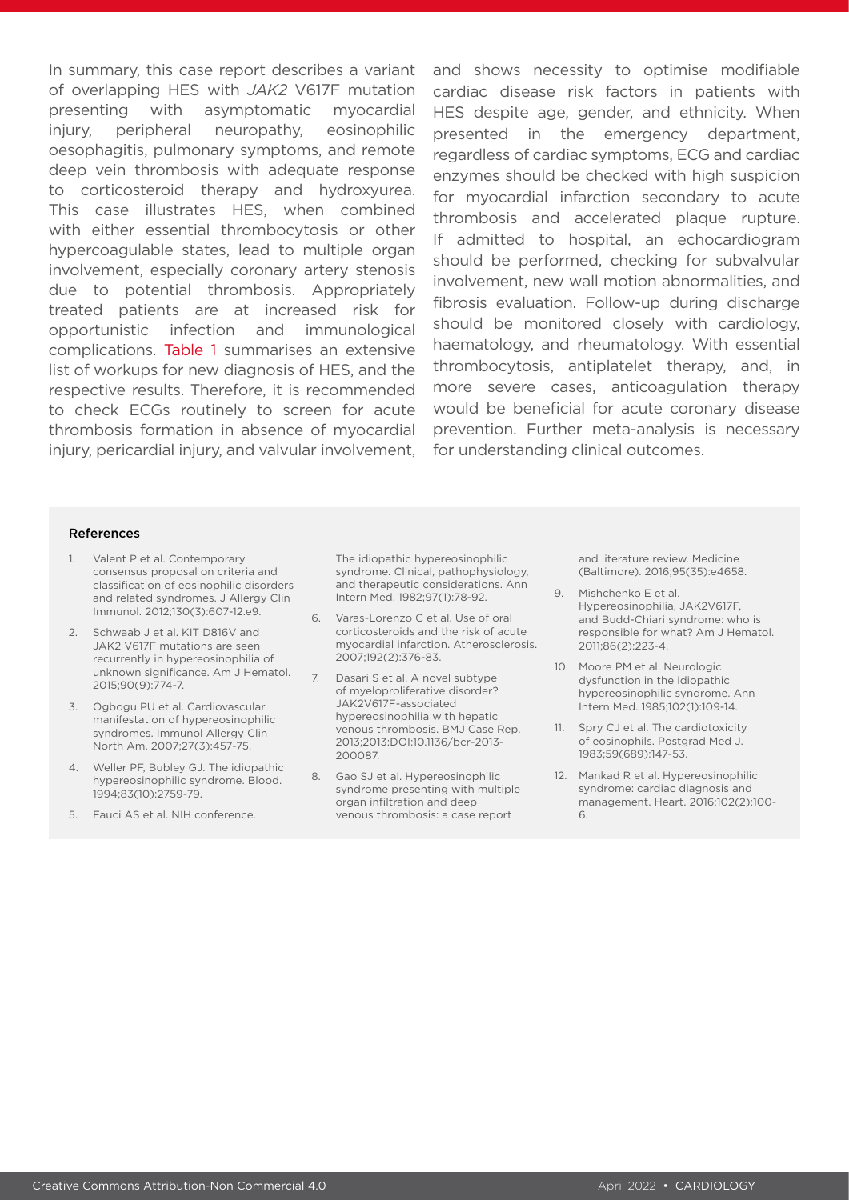In summary, this case report describes a variant of overlapping HES with *JAK2* V617F mutation presenting with asymptomatic myocardial injury, peripheral neuropathy, eosinophilic oesophagitis, pulmonary symptoms, and remote deep vein thrombosis with adequate response to corticosteroid therapy and hydroxyurea. This case illustrates HES, when combined with either essential thrombocytosis or other hypercoagulable states, lead to multiple organ involvement, especially coronary artery stenosis due to potential thrombosis. Appropriately treated patients are at increased risk for opportunistic infection and immunological complications. Table 1 summarises an extensive list of workups for new diagnosis of HES, and the respective results. Therefore, it is recommended to check ECGs routinely to screen for acute thrombosis formation in absence of myocardial injury, pericardial injury, and valvular involvement, and shows necessity to optimise modifiable cardiac disease risk factors in patients with HES despite age, gender, and ethnicity. When presented in the emergency department, regardless of cardiac symptoms, ECG and cardiac enzymes should be checked with high suspicion for myocardial infarction secondary to acute thrombosis and accelerated plaque rupture. If admitted to hospital, an echocardiogram should be performed, checking for subvalvular involvement, new wall motion abnormalities, and fibrosis evaluation. Follow-up during discharge should be monitored closely with cardiology, haematology, and rheumatology. With essential thrombocytosis, antiplatelet therapy, and, in more severe cases, anticoagulation therapy would be beneficial for acute coronary disease prevention. Further meta-analysis is necessary for understanding clinical outcomes.

#### References

1. Valent P et al. Contemporary consensus proposal on criteria and classification of eosinophilic disorders and related syndromes. J Allergy Clin Immunol. 2012;130(3):607-12.e9.
2. Schwaab J et al. KIT D816V and JAK2 V617F mutations are seen recurrently in hypereosinophilia of unknown significance. Am J Hematol. 2015;90(9):774-7.
3. Ogbogu PU et al. Cardiovascular manifestation of hypereosinophilic syndromes. Immunol Allergy Clin North Am. 2007;27(3):457-75.
4. Weller PF, Bubley GJ. The idiopathic hypereosinophilic syndrome. Blood. 1994;83(10):2759-79.
5. Fauci AS et al. NIH conference. The idiopathic hypereosinophilic syndrome. Clinical, pathophysiology, and therapeutic considerations. Ann Intern Med. 1982;97(1):78-92.
6. Varas-Lorenzo C et al. Use of oral corticosteroids and the risk of acute myocardial infarction. Atherosclerosis. 2007;192(2):376-83.
7. Dasari S et al. A novel subtype of myeloproliferative disorder? JAK2V617F-associated hypereosinophilia with hepatic venous thrombosis. BMJ Case Rep. 2013;2013:DOI:10.1136/bcr-2013-200087.
8. Gao SJ et al. Hypereosinophilic syndrome presenting with multiple organ infiltration and deep venous thrombosis: a case report and literature review. Medicine (Baltimore). 2016;95(35):e4658.
9. Mishchenko E et al. Hypereosinophilia, JAK2V617F, and Budd-Chiari syndrome: who is responsible for what? Am J Hematol. 2011;86(2):223-4.
10. Moore PM et al. Neurologic dysfunction in the idiopathic hypereosinophilic syndrome. Ann Intern Med. 1985;102(1):109-14.
11. Spry CJ et al. The cardiotoxicity of eosinophils. Postgrad Med J. 1983;59(689):147-53.
12. Mankad R et al. Hypereosinophilic syndrome: cardiac diagnosis and management. Heart. 2016;102(2):100-6.